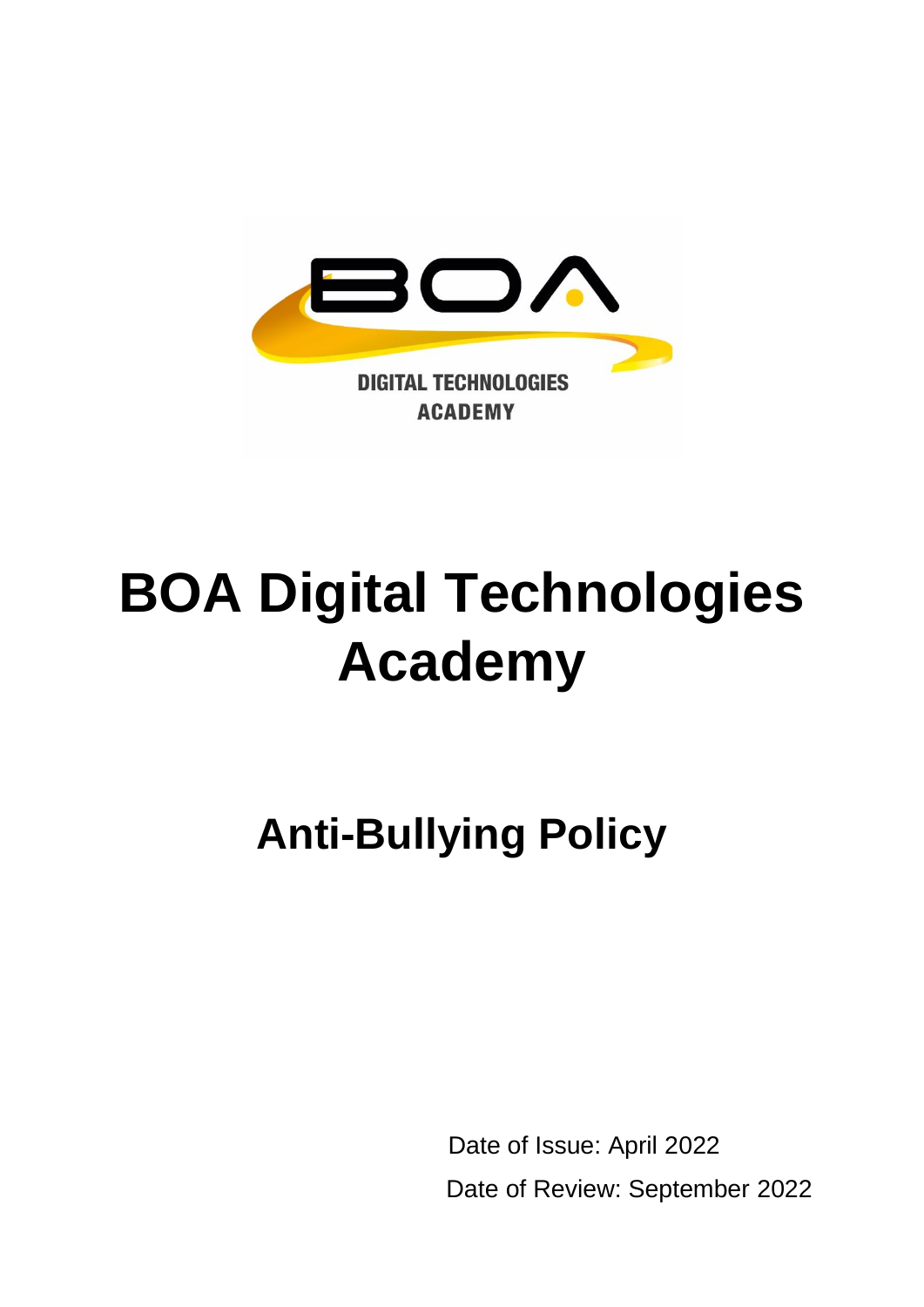# BOA Digital Technologies Academy

## Anti-Bullying Policy

Date of Issue: April 2022

Date of Review: September 2022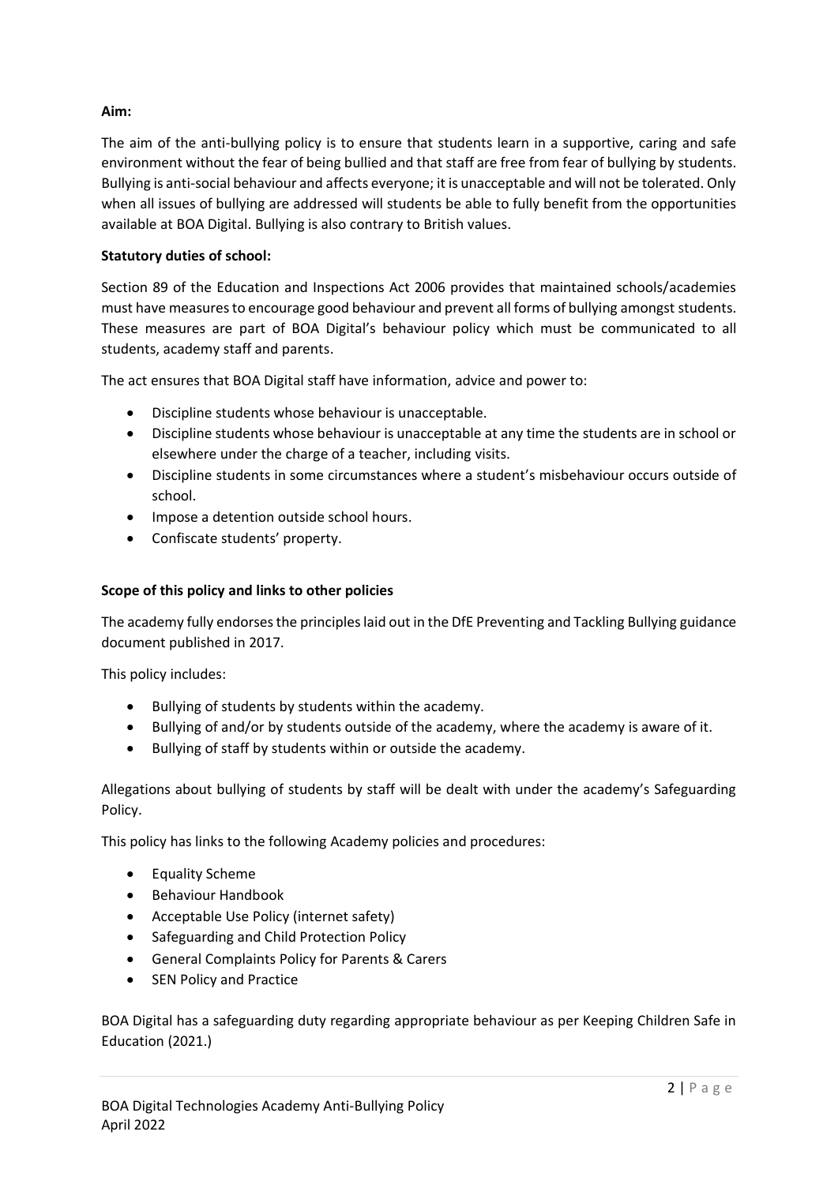**Aim:**

The aim of the anti-bullying policy is to ensure that students learn in a supportive, caring and safe environment without the fear of being bullied and that staff are free from fear of bullying by students. Bullying is anti-social behaviour and affects everyone; it is unacceptable and will not be tolerated. Only when all issues of bullying are addressed will students be able to fully benefit from the opportunities available at BOA Digital. Bullying is also contrary to British values.

**Statutory duties of school:**

Section 89 of the Education and Inspections Act 2006 provides that maintained schools/academies must have measures to encourage good behaviour and prevent all forms of bullying amongst students. These measures are part of BOA Digital's behaviour policy which must be communicated to all students, academy staff and parents.

The act ensures that BOA Digital staff have information, advice and power to:

- Discipline students whose behaviour is unacceptable.
- Discipline students whose behaviour is unacceptable at any time the students are in school or elsewhere under the charge of a teacher, including visits.
- Discipline students in some circumstances where a student's misbehaviour occurs outside of school.
- Impose a detention outside school hours.
- Confiscate students' property.

**Scope of this policy and links to other policies**

The academy fully endorses the principles laid out in the DfE Preventing and Tackling Bullying guidance document published in 2017.

This policy includes:

- Bullying of students by students within the academy.
- Bullying of and/or by students outside of the academy, where the academy is aware of it.
- Bullying of staff by students within or outside the academy.

Allegations about bullying of students by staff will be dealt with under the academy's Safeguarding Policy.

This policy has links to the following Academy policies and procedures:

- Equality Scheme
- Behaviour Handbook
- Acceptable Use Policy (internet safety)
- Safeguarding and Child Protection Policy
- General Complaints Policy for Parents & Carers
- SEN Policy and Practice

BOA Digital has a safeguarding duty regarding appropriate behaviour as per Keeping Children Safe in Education (2021.)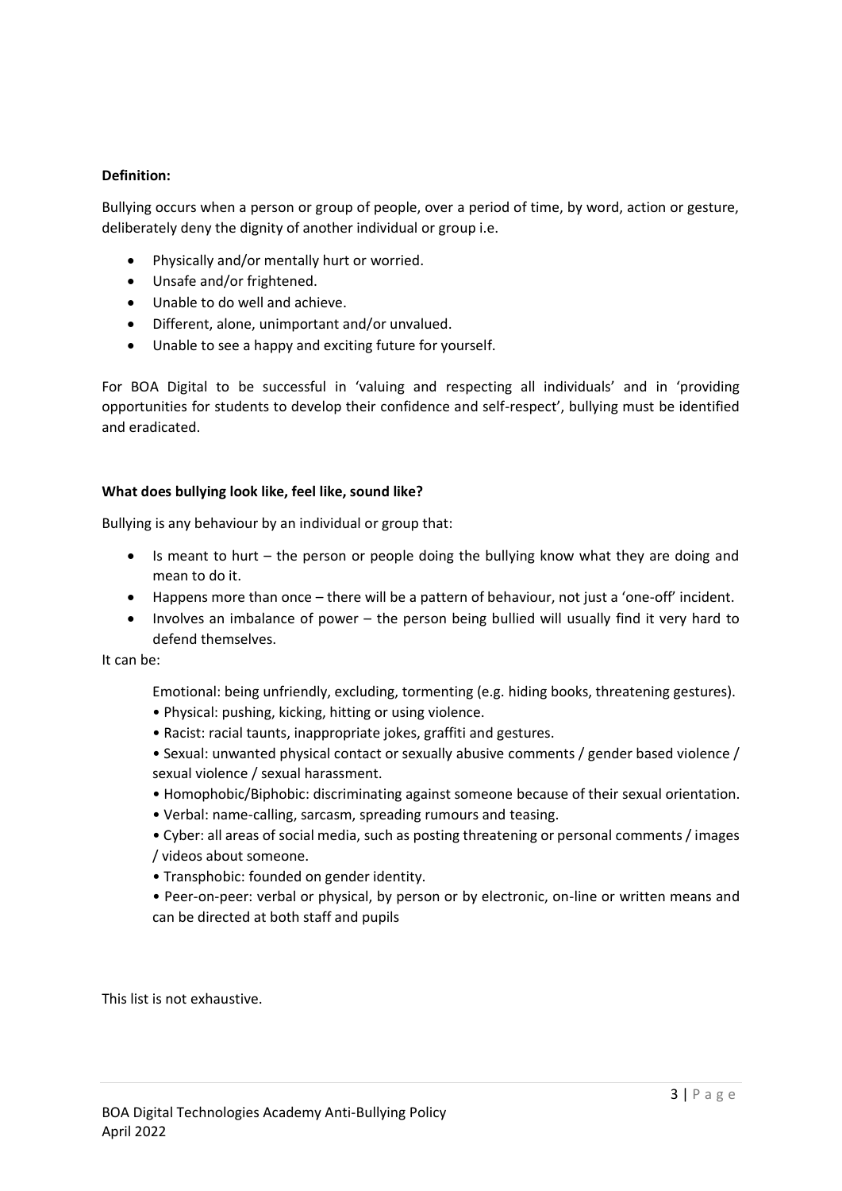**Definition:**

Bullying occurs when a person or group of people, over a period of time, by word, action or gesture, deliberately deny the dignity of another individual or group i.e.

- Physically and/or mentally hurt or worried.
- Unsafe and/or frightened.
- Unable to do well and achieve.
- Different, alone, unimportant and/or unvalued.
- Unable to see a happy and exciting future for yourself.

For BOA Digital to be successful in 'valuing and respecting all individuals' and in 'providing opportunities for students to develop their confidence and self-respect', bullying must be identified and eradicated.

**What does bullying look like, feel like, sound like?**

Bullying is any behaviour by an individual or group that:

- Is meant to hurt – the person or people doing the bullying know what they are doing and mean to do it.
- Happens more than once – there will be a pattern of behaviour, not just a 'one-off' incident.
- Involves an imbalance of power – the person being bullied will usually find it very hard to defend themselves.

It can be:

Emotional: being unfriendly, excluding, tormenting (e.g. hiding books, threatening gestures).

- Physical: pushing, kicking, hitting or using violence.
- Racist: racial taunts, inappropriate jokes, graffiti and gestures.
- Sexual: unwanted physical contact or sexually abusive comments / gender based violence / sexual violence / sexual harassment.
- Homophobic/Biphobic: discriminating against someone because of their sexual orientation.
- Verbal: name-calling, sarcasm, spreading rumours and teasing.
- Cyber: all areas of social media, such as posting threatening or personal comments / images / videos about someone.
- Transphobic: founded on gender identity.
- Peer-on-peer: verbal or physical, by person or by electronic, on-line or written means and can be directed at both staff and pupils

This list is not exhaustive.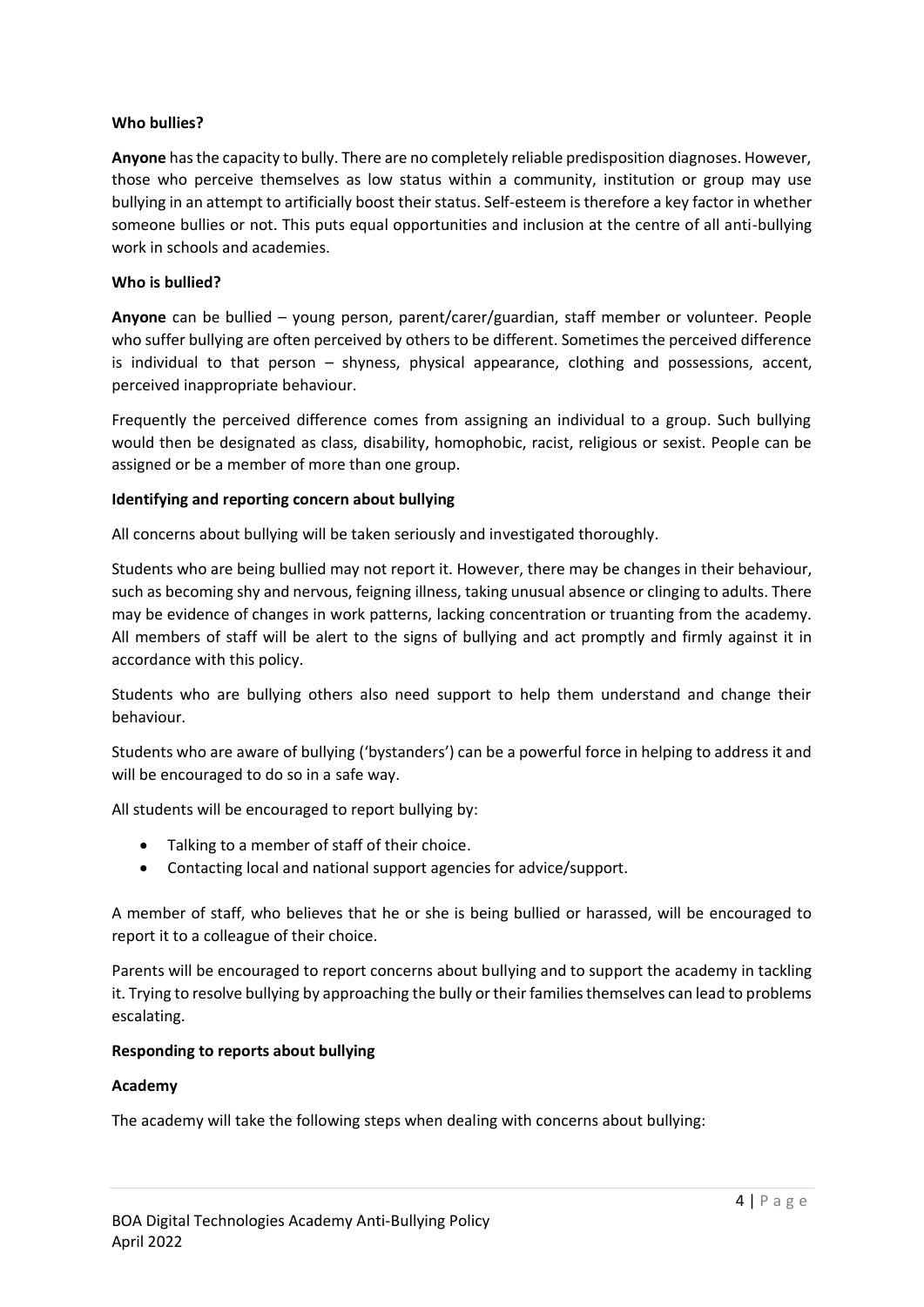**Who bullies?**

**Anyone** has the capacity to bully. There are no completely reliable predisposition diagnoses. However, those who perceive themselves as low status within a community, institution or group may use bullying in an attempt to artificially boost their status. Self-esteem is therefore a key factor in whether someone bullies or not. This puts equal opportunities and inclusion at the centre of all anti-bullying work in schools and academies.

**Who is bullied?**

**Anyone** can be bullied – young person, parent/carer/guardian, staff member or volunteer. People who suffer bullying are often perceived by others to be different. Sometimes the perceived difference is individual to that person – shyness, physical appearance, clothing and possessions, accent, perceived inappropriate behaviour.

Frequently the perceived difference comes from assigning an individual to a group. Such bullying would then be designated as class, disability, homophobic, racist, religious or sexist. People can be assigned or be a member of more than one group.

**Identifying and reporting concern about bullying**

All concerns about bullying will be taken seriously and investigated thoroughly.

Students who are being bullied may not report it. However, there may be changes in their behaviour, such as becoming shy and nervous, feigning illness, taking unusual absence or clinging to adults. There may be evidence of changes in work patterns, lacking concentration or truanting from the academy. All members of staff will be alert to the signs of bullying and act promptly and firmly against it in accordance with this policy.

Students who are bullying others also need support to help them understand and change their behaviour.

Students who are aware of bullying ('bystanders') can be a powerful force in helping to address it and will be encouraged to do so in a safe way.

All students will be encouraged to report bullying by:

- Talking to a member of staff of their choice.
- Contacting local and national support agencies for advice/support.

A member of staff, who believes that he or she is being bullied or harassed, will be encouraged to report it to a colleague of their choice.

Parents will be encouraged to report concerns about bullying and to support the academy in tackling it. Trying to resolve bullying by approaching the bully or their families themselves can lead to problems escalating.

**Responding to reports about bullying**

**Academy**

The academy will take the following steps when dealing with concerns about bullying: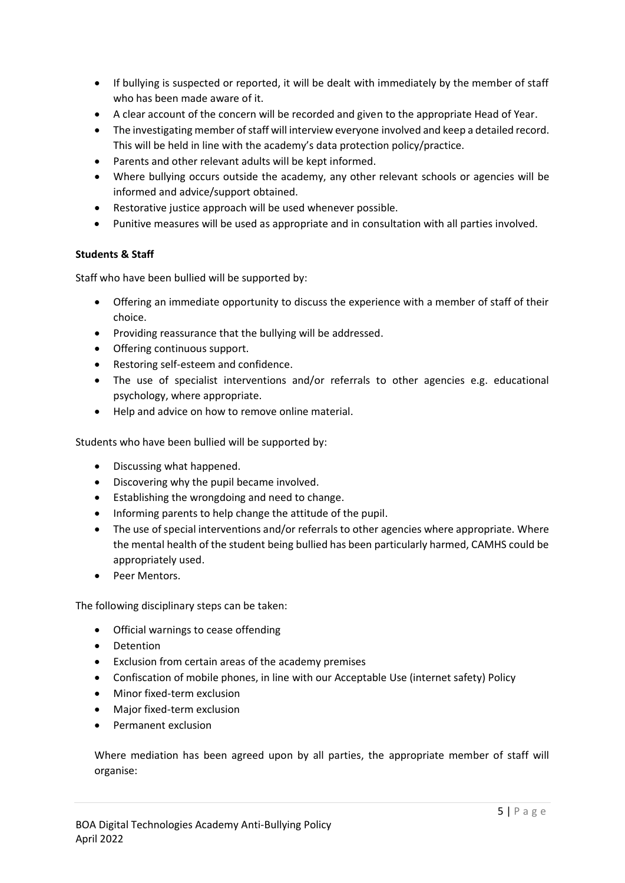- If bullying is suspected or reported, it will be dealt with immediately by the member of staff who has been made aware of it.
- A clear account of the concern will be recorded and given to the appropriate Head of Year.
- The investigating member of staff will interview everyone involved and keep a detailed record. This will be held in line with the academy's data protection policy/practice.
- Parents and other relevant adults will be kept informed.
- Where bullying occurs outside the academy, any other relevant schools or agencies will be informed and advice/support obtained.
- Restorative justice approach will be used whenever possible.
- Punitive measures will be used as appropriate and in consultation with all parties involved.

**Students & Staff**

Staff who have been bullied will be supported by:

- Offering an immediate opportunity to discuss the experience with a member of staff of their choice.
- Providing reassurance that the bullying will be addressed.
- Offering continuous support.
- Restoring self-esteem and confidence.
- The use of specialist interventions and/or referrals to other agencies e.g. educational psychology, where appropriate.
- Help and advice on how to remove online material.

Students who have been bullied will be supported by:

- Discussing what happened.
- Discovering why the pupil became involved.
- Establishing the wrongdoing and need to change.
- Informing parents to help change the attitude of the pupil.
- The use of special interventions and/or referrals to other agencies where appropriate. Where the mental health of the student being bullied has been particularly harmed, CAMHS could be appropriately used.
- Peer Mentors.

The following disciplinary steps can be taken:

- Official warnings to cease offending
- Detention
- Exclusion from certain areas of the academy premises
- Confiscation of mobile phones, in line with our Acceptable Use (internet safety) Policy
- Minor fixed-term exclusion
- Major fixed-term exclusion
- Permanent exclusion

Where mediation has been agreed upon by all parties, the appropriate member of staff will organise: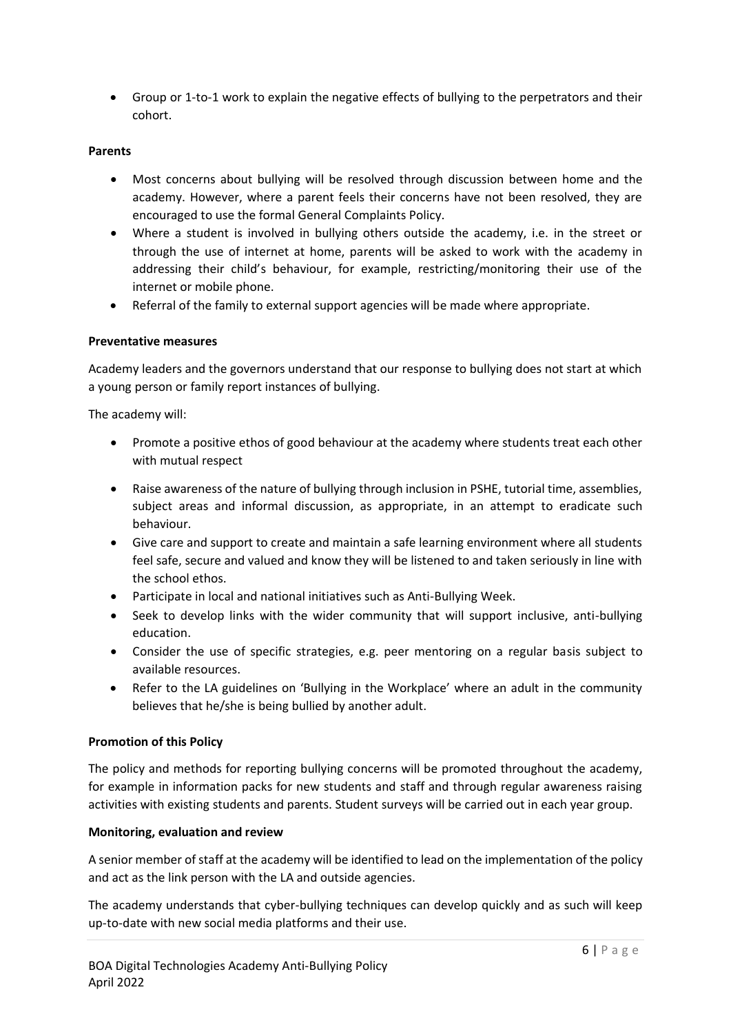- Group or 1-to-1 work to explain the negative effects of bullying to the perpetrators and their cohort.

**Parents**

- Most concerns about bullying will be resolved through discussion between home and the academy. However, where a parent feels their concerns have not been resolved, they are encouraged to use the formal General Complaints Policy.
- Where a student is involved in bullying others outside the academy, i.e. in the street or through the use of internet at home, parents will be asked to work with the academy in addressing their child's behaviour, for example, restricting/monitoring their use of the internet or mobile phone.
- Referral of the family to external support agencies will be made where appropriate.

**Preventative measures**

Academy leaders and the governors understand that our response to bullying does not start at which a young person or family report instances of bullying.

The academy will:

- Promote a positive ethos of good behaviour at the academy where students treat each other with mutual respect
- Raise awareness of the nature of bullying through inclusion in PSHE, tutorial time, assemblies, subject areas and informal discussion, as appropriate, in an attempt to eradicate such behaviour.
- Give care and support to create and maintain a safe learning environment where all students feel safe, secure and valued and know they will be listened to and taken seriously in line with the school ethos.
- Participate in local and national initiatives such as Anti-Bullying Week.
- Seek to develop links with the wider community that will support inclusive, anti-bullying education.
- Consider the use of specific strategies, e.g. peer mentoring on a regular basis subject to available resources.
- Refer to the LA guidelines on 'Bullying in the Workplace' where an adult in the community believes that he/she is being bullied by another adult.

**Promotion of this Policy**

The policy and methods for reporting bullying concerns will be promoted throughout the academy, for example in information packs for new students and staff and through regular awareness raising activities with existing students and parents. Student surveys will be carried out in each year group.

**Monitoring, evaluation and review**

A senior member of staff at the academy will be identified to lead on the implementation of the policy and act as the link person with the LA and outside agencies.

The academy understands that cyber-bullying techniques can develop quickly and as such will keep up-to-date with new social media platforms and their use.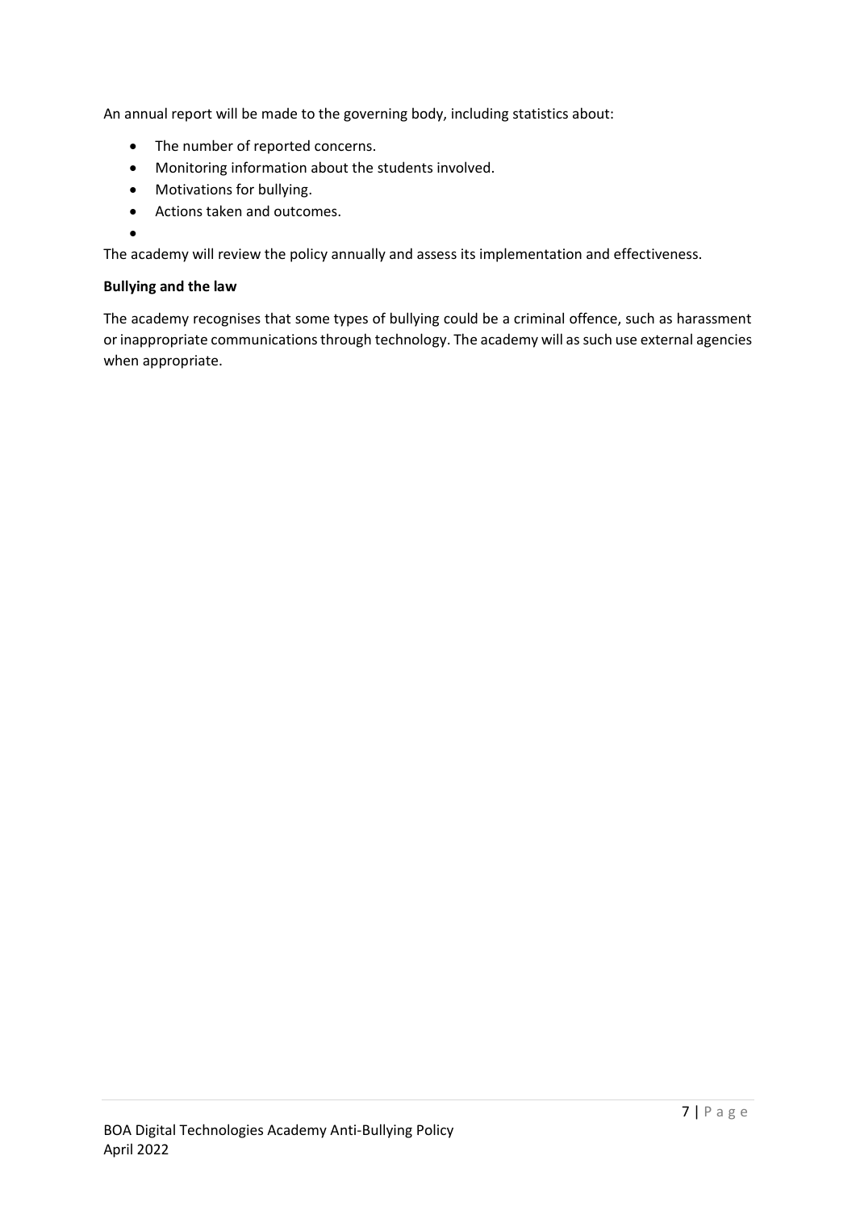An annual report will be made to the governing body, including statistics about:

- The number of reported concerns.
- Monitoring information about the students involved.
- Motivations for bullying.
- Actions taken and outcomes.

The academy will review the policy annually and assess its implementation and effectiveness.

**Bullying and the law**

The academy recognises that some types of bullying could be a criminal offence, such as harassment or inappropriate communications through technology. The academy will as such use external agencies when appropriate.